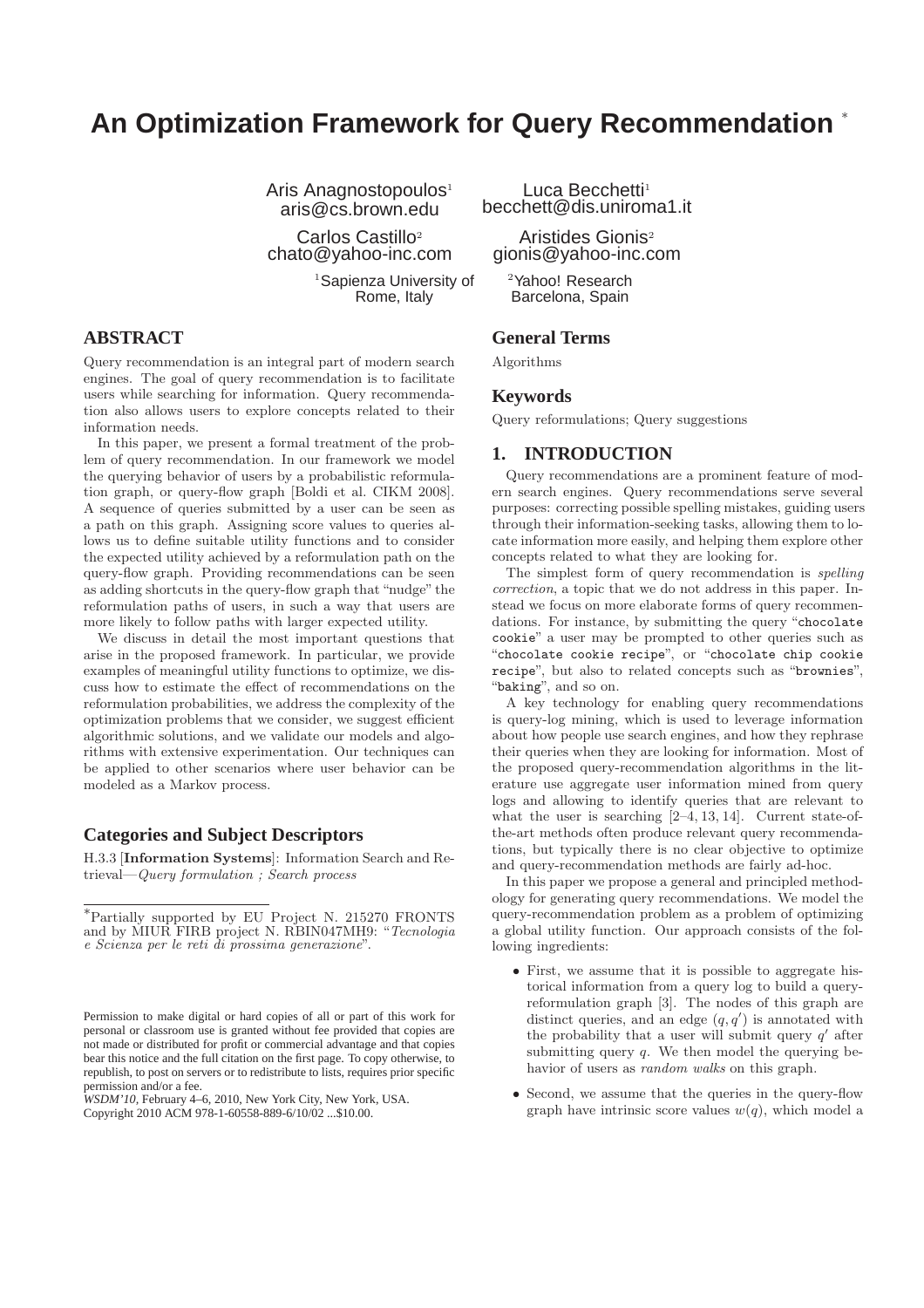# An Optimization Framework for Query Recommendation [*]

Aris Anagnostopoulos[1]
aris@cs.brown.edu

Luca Becchetti[1]
becchett@dis.uniroma1.it

Carlos Castillo[2]
chato@yahoo-inc.com

Aristides Gionis[2]
gionis@yahoo-inc.com

[1]Sapienza University of Rome, Italy

[2]Yahoo! Research Barcelona, Spain

## ABSTRACT

Query recommendation is an integral part of modern search engines. The goal of query recommendation is to facilitate users while searching for information. Query recommendation also allows users to explore concepts related to their information needs.

In this paper, we present a formal treatment of the problem of query recommendation. In our framework we model the querying behavior of users by a probabilistic reformulation graph, or query-flow graph [Boldi et al. CIKM 2008]. A sequence of queries submitted by a user can be seen as a path on this graph. Assigning score values to queries allows us to define suitable utility functions and to consider the expected utility achieved by a reformulation path on the query-flow graph. Providing recommendations can be seen as adding shortcuts in the query-flow graph that "nudge" the reformulation paths of users, in such a way that users are more likely to follow paths with larger expected utility.

We discuss in detail the most important questions that arise in the proposed framework. In particular, we provide examples of meaningful utility functions to optimize, we discuss how to estimate the effect of recommendations on the reformulation probabilities, we address the complexity of the optimization problems that we consider, we suggest efficient algorithmic solutions, and we validate our models and algorithms with extensive experimentation. Our techniques can be applied to other scenarios where user behavior can be modeled as a Markov process.

### Categories and Subject Descriptors

H.3.3 [**Information Systems**]: Information Search and Retrieval—*Query formulation ; Search process*

[*]Partially supported by EU Project N. 215270 FRONTS and by MIUR FIRB project N. RBIN047MH9: "*Tecnologia e Scienza per le reti di prossima generazione*".

Permission to make digital or hard copies of all or part of this work for personal or classroom use is granted without fee provided that copies are not made or distributed for profit or commercial advantage and that copies bear this notice and the full citation on the first page. To copy otherwise, to republish, to post on servers or to redistribute to lists, requires prior specific permission and/or a fee.
*WSDM'10,* February 4–6, 2010, New York City, New York, USA.
Copyright 2010 ACM 978-1-60558-889-6/10/02 ...$10.00.

### General Terms

Algorithms

### Keywords

Query reformulations; Query suggestions

## 1. INTRODUCTION

Query recommendations are a prominent feature of modern search engines. Query recommendations serve several purposes: correcting possible spelling mistakes, guiding users through their information-seeking tasks, allowing them to locate information more easily, and helping them explore other concepts related to what they are looking for.

The simplest form of query recommendation is *spelling correction*, a topic that we do not address in this paper. Instead we focus on more elaborate forms of query recommendations. For instance, by submitting the query "chocolate cookie" a user may be prompted to other queries such as "chocolate cookie recipe", or "chocolate chip cookie recipe", but also to related concepts such as "brownies", "baking", and so on.

A key technology for enabling query recommendations is query-log mining, which is used to leverage information about how people use search engines, and how they rephrase their queries when they are looking for information. Most of the proposed query-recommendation algorithms in the literature use aggregate user information mined from query logs and allowing to identify queries that are relevant to what the user is searching [2–4, 13, 14]. Current state-of-the-art methods often produce relevant query recommendations, but typically there is no clear objective to optimize and query-recommendation methods are fairly ad-hoc.

In this paper we propose a general and principled methodology for generating query recommendations. We model the query-recommendation problem as a problem of optimizing a global utility function. Our approach consists of the following ingredients:

- First, we assume that it is possible to aggregate historical information from a query log to build a query-reformulation graph [3]. The nodes of this graph are distinct queries, and an edge $(q, q')$ is annotated with the probability that a user will submit query $q'$ after submitting query $q$. We then model the querying behavior of users as *random walks* on this graph.
- Second, we assume that the queries in the query-flow graph have intrinsic score values $w(q)$, which model a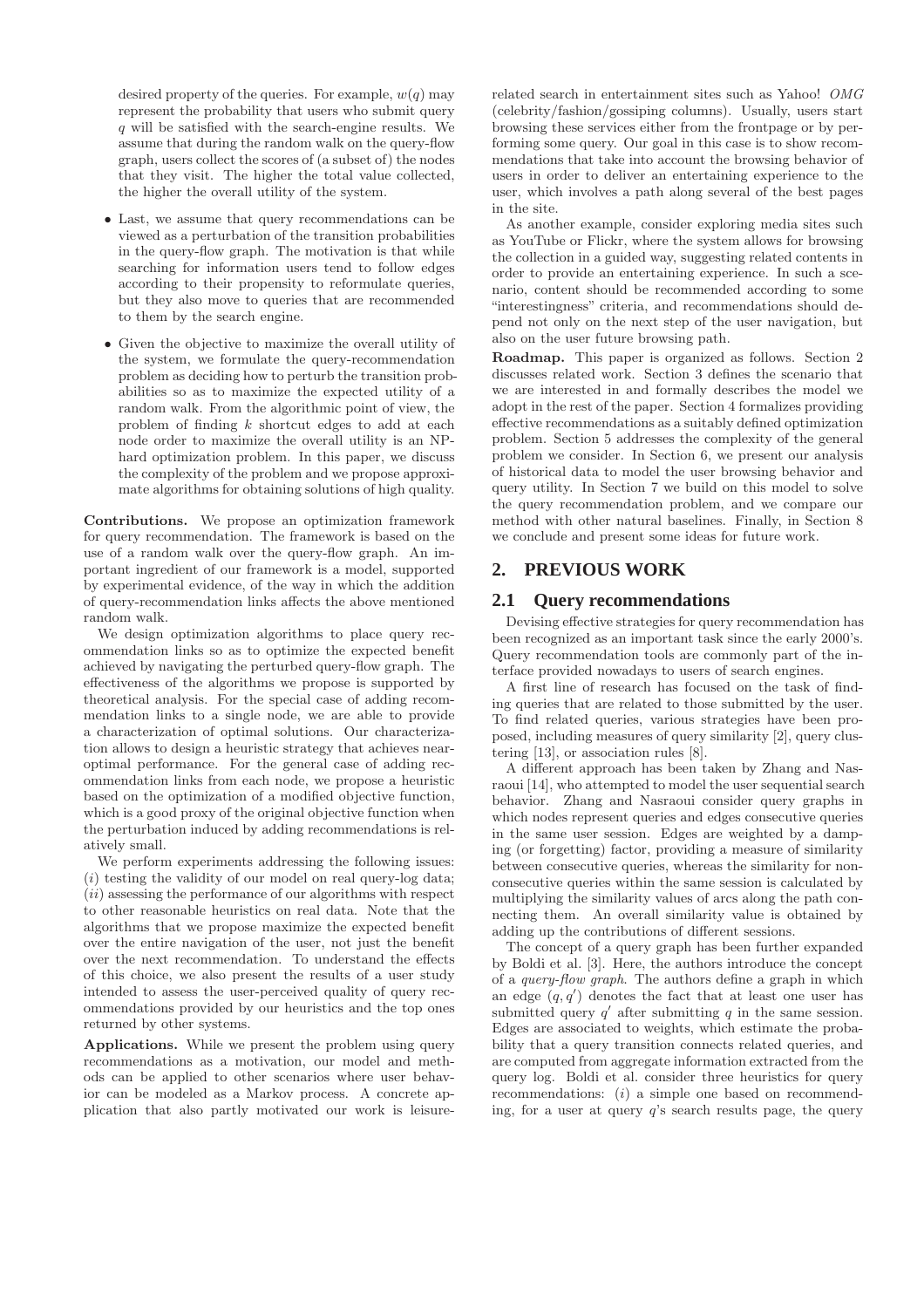desired property of the queries. For example, $w(q)$ may represent the probability that users who submit query $q$ will be satisfied with the search-engine results. We assume that during the random walk on the query-flow graph, users collect the scores of (a subset of) the nodes that they visit. The higher the total value collected, the higher the overall utility of the system.

- Last, we assume that query recommendations can be viewed as a perturbation of the transition probabilities in the query-flow graph. The motivation is that while searching for information users tend to follow edges according to their propensity to reformulate queries, but they also move to queries that are recommended to them by the search engine.
- Given the objective to maximize the overall utility of the system, we formulate the query-recommendation problem as deciding how to perturb the transition probabilities so as to maximize the expected utility of a random walk. From the algorithmic point of view, the problem of finding $k$ shortcut edges to add at each node order to maximize the overall utility is an NP-hard optimization problem. In this paper, we discuss the complexity of the problem and we propose approximate algorithms for obtaining solutions of high quality.

**Contributions.** We propose an optimization framework for query recommendation. The framework is based on the use of a random walk over the query-flow graph. An important ingredient of our framework is a model, supported by experimental evidence, of the way in which the addition of query-recommendation links affects the above mentioned random walk.

We design optimization algorithms to place query recommendation links so as to optimize the expected benefit achieved by navigating the perturbed query-flow graph. The effectiveness of the algorithms we propose is supported by theoretical analysis. For the special case of adding recommendation links to a single node, we are able to provide a characterization of optimal solutions. Our characterization allows to design a heuristic strategy that achieves near-optimal performance. For the general case of adding recommendation links from each node, we propose a heuristic based on the optimization of a modified objective function, which is a good proxy of the original objective function when the perturbation induced by adding recommendations is relatively small.

We perform experiments addressing the following issues: ($i$) testing the validity of our model on real query-log data; ($ii$) assessing the performance of our algorithms with respect to other reasonable heuristics on real data. Note that the algorithms that we propose maximize the expected benefit over the entire navigation of the user, not just the benefit over the next recommendation. To understand the effects of this choice, we also present the results of a user study intended to assess the user-perceived quality of query recommendations provided by our heuristics and the top ones returned by other systems.

**Applications.** While we present the problem using query recommendations as a motivation, our model and methods can be applied to other scenarios where user behavior can be modeled as a Markov process. A concrete application that also partly motivated our work is leisure-related search in entertainment sites such as Yahoo! *OMG* (celebrity/fashion/gossiping columns). Usually, users start browsing these services either from the frontpage or by performing some query. Our goal in this case is to show recommendations that take into account the browsing behavior of users in order to deliver an entertaining experience to the user, which involves a path along several of the best pages in the site.

As another example, consider exploring media sites such as YouTube or Flickr, where the system allows for browsing the collection in a guided way, suggesting related contents in order to provide an entertaining experience. In such a scenario, content should be recommended according to some "interestingness" criteria, and recommendations should depend not only on the next step of the user navigation, but also on the user future browsing path.

**Roadmap.** This paper is organized as follows. Section 2 discusses related work. Section 3 defines the scenario that we are interested in and formally describes the model we adopt in the rest of the paper. Section 4 formalizes providing effective recommendations as a suitably defined optimization problem. Section 5 addresses the complexity of the general problem we consider. In Section 6, we present our analysis of historical data to model the user browsing behavior and query utility. In Section 7 we build on this model to solve the query recommendation problem, and we compare our method with other natural baselines. Finally, in Section 8 we conclude and present some ideas for future work.

## 2. PREVIOUS WORK

### 2.1 Query recommendations

Devising effective strategies for query recommendation has been recognized as an important task since the early 2000's. Query recommendation tools are commonly part of the interface provided nowadays to users of search engines.

A first line of research has focused on the task of finding queries that are related to those submitted by the user. To find related queries, various strategies have been proposed, including measures of query similarity [2], query clustering [13], or association rules [8].

A different approach has been taken by Zhang and Nasraoui [14], who attempted to model the user sequential search behavior. Zhang and Nasraoui consider query graphs in which nodes represent queries and edges consecutive queries in the same user session. Edges are weighted by a damping (or forgetting) factor, providing a measure of similarity between consecutive queries, whereas the similarity for non-consecutive queries within the same session is calculated by multiplying the similarity values of arcs along the path connecting them. An overall similarity value is obtained by adding up the contributions of different sessions.

The concept of a query graph has been further expanded by Boldi et al. [3]. Here, the authors introduce the concept of a *query-flow graph*. The authors define a graph in which an edge $(q, q')$ denotes the fact that at least one user has submitted query $q'$ after submitting $q$ in the same session. Edges are associated to weights, which estimate the probability that a query transition connects related queries, and are computed from aggregate information extracted from the query log. Boldi et al. consider three heuristics for query recommendations: ($i$) a simple one based on recommending, for a user at query $q$'s search results page, the query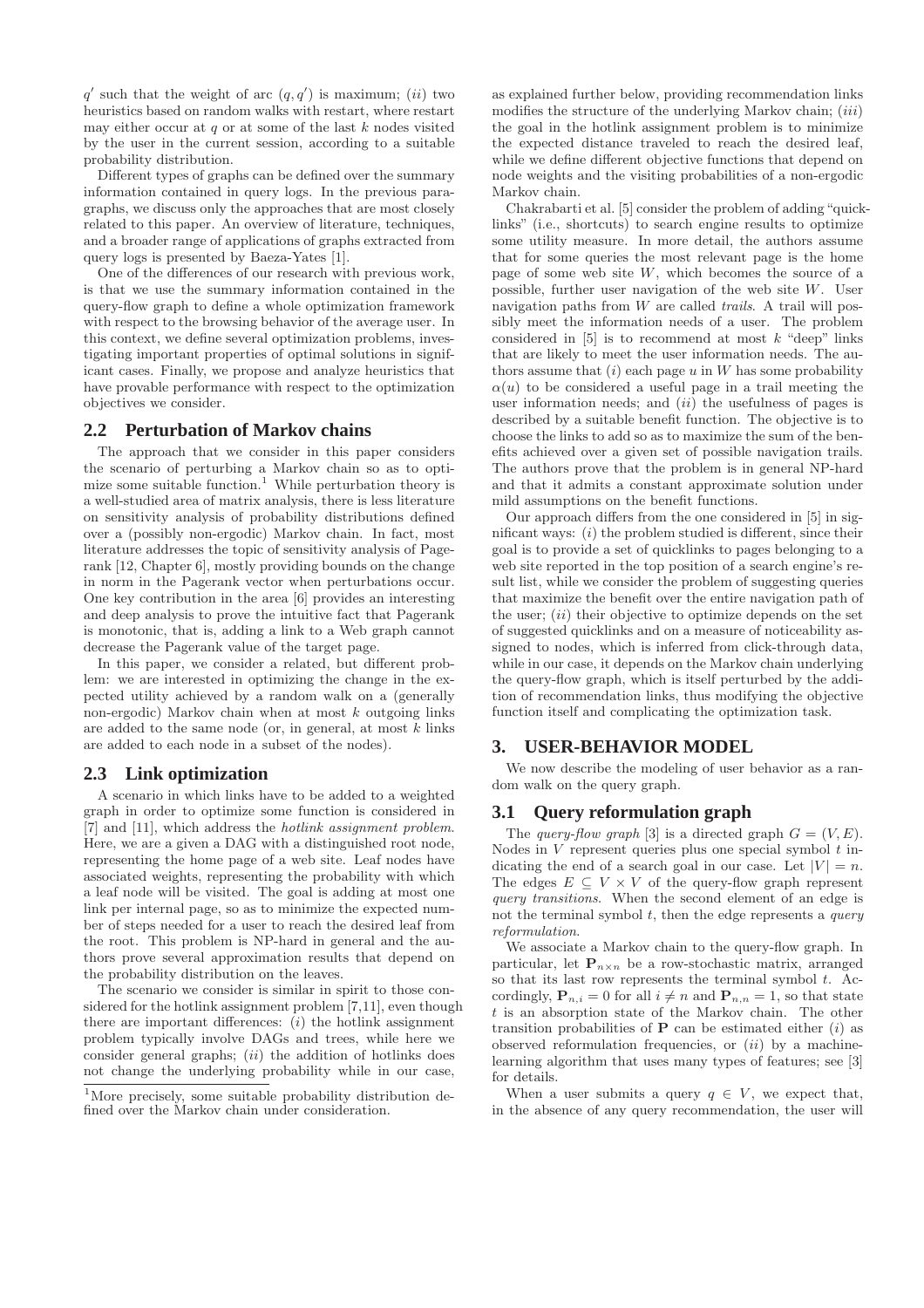$q'$ such that the weight of arc $(q, q')$ is maximum; (*ii*) two heuristics based on random walks with restart, where restart may either occur at $q$ or at some of the last $k$ nodes visited by the user in the current session, according to a suitable probability distribution.

Different types of graphs can be defined over the summary information contained in query logs. In the previous paragraphs, we discuss only the approaches that are most closely related to this paper. An overview of literature, techniques, and a broader range of applications of graphs extracted from query logs is presented by Baeza-Yates [1].

One of the differences of our research with previous work, is that we use the summary information contained in the query-flow graph to define a whole optimization framework with respect to the browsing behavior of the average user. In this context, we define several optimization problems, investigating important properties of optimal solutions in significant cases. Finally, we propose and analyze heuristics that have provable performance with respect to the optimization objectives we consider.

## 2.2 Perturbation of Markov chains

The approach that we consider in this paper considers the scenario of perturbing a Markov chain so as to optimize some suitable function.[1] While perturbation theory is a well-studied area of matrix analysis, there is less literature on sensitivity analysis of probability distributions defined over a (possibly non-ergodic) Markov chain. In fact, most literature addresses the topic of sensitivity analysis of Pagerank [12, Chapter 6], mostly providing bounds on the change in norm in the Pagerank vector when perturbations occur. One key contribution in the area [6] provides an interesting and deep analysis to prove the intuitive fact that Pagerank is monotonic, that is, adding a link to a Web graph cannot decrease the Pagerank value of the target page.

In this paper, we consider a related, but different problem: we are interested in optimizing the change in the expected utility achieved by a random walk on a (generally non-ergodic) Markov chain when at most $k$ outgoing links are added to the same node (or, in general, at most $k$ links are added to each node in a subset of the nodes).

## 2.3 Link optimization

A scenario in which links have to be added to a weighted graph in order to optimize some function is considered in [7] and [11], which address the *hotlink assignment problem*. Here, we are a given a DAG with a distinguished root node, representing the home page of a web site. Leaf nodes have associated weights, representing the probability with which a leaf node will be visited. The goal is adding at most one link per internal page, so as to minimize the expected number of steps needed for a user to reach the desired leaf from the root. This problem is NP-hard in general and the authors prove several approximation results that depend on the probability distribution on the leaves.

The scenario we consider is similar in spirit to those considered for the hotlink assignment problem [7,11], even though there are important differences: (*i*) the hotlink assignment problem typically involve DAGs and trees, while here we consider general graphs; (*ii*) the addition of hotlinks does not change the underlying probability while in our case, as explained further below, providing recommendation links modifies the structure of the underlying Markov chain; (*iii*) the goal in the hotlink assignment problem is to minimize the expected distance traveled to reach the desired leaf, while we define different objective functions that depend on node weights and the visiting probabilities of a non-ergodic Markov chain.

Chakrabarti et al. [5] consider the problem of adding "quicklinks" (i.e., shortcuts) to search engine results to optimize some utility measure. In more detail, the authors assume that for some queries the most relevant page is the home page of some web site $W$, which becomes the source of a possible, further user navigation of the web site $W$. User navigation paths from $W$ are called *trails*. A trail will possibly meet the information needs of a user. The problem considered in [5] is to recommend at most $k$ "deep" links that are likely to meet the user information needs. The authors assume that (*i*) each page $u$ in $W$ has some probability $\alpha(u)$ to be considered a useful page in a trail meeting the user information needs; and (*ii*) the usefulness of pages is described by a suitable benefit function. The objective is to choose the links to add so as to maximize the sum of the benefits achieved over a given set of possible navigation trails. The authors prove that the problem is in general NP-hard and that it admits a constant approximate solution under mild assumptions on the benefit functions.

Our approach differs from the one considered in [5] in significant ways: (*i*) the problem studied is different, since their goal is to provide a set of quicklinks to pages belonging to a web site reported in the top position of a search engine's result list, while we consider the problem of suggesting queries that maximize the benefit over the entire navigation path of the user; (*ii*) their objective to optimize depends on the set of suggested quicklinks and on a measure of noticeability assigned to nodes, which is inferred from click-through data, while in our case, it depends on the Markov chain underlying the query-flow graph, which is itself perturbed by the addition of recommendation links, thus modifying the objective function itself and complicating the optimization task.

# 3. USER-BEHAVIOR MODEL

We now describe the modeling of user behavior as a random walk on the query graph.

## 3.1 Query reformulation graph

The *query-flow graph* [3] is a directed graph $G = (V, E)$. Nodes in $V$ represent queries plus one special symbol $t$ indicating the end of a search goal in our case. Let $|V| = n$. The edges $E \subseteq V \times V$ of the query-flow graph represent *query transitions*. When the second element of an edge is not the terminal symbol $t$, then the edge represents a *query reformulation*.

We associate a Markov chain to the query-flow graph. In particular, let $\mathbf{P}_{n \times n}$ be a row-stochastic matrix, arranged so that its last row represents the terminal symbol $t$. Accordingly, $\mathbf{P}_{n,i} = 0$ for all $i \neq n$ and $\mathbf{P}_{n,n} = 1$, so that state $t$ is an absorption state of the Markov chain. The other transition probabilities of $\mathbf{P}$ can be estimated either (*i*) as observed reformulation frequencies, or (*ii*) by a machine-learning algorithm that uses many types of features; see [3] for details.

When a user submits a query $q \in V$, we expect that, in the absence of any query recommendation, the user will

[1] More precisely, some suitable probability distribution defined over the Markov chain under consideration.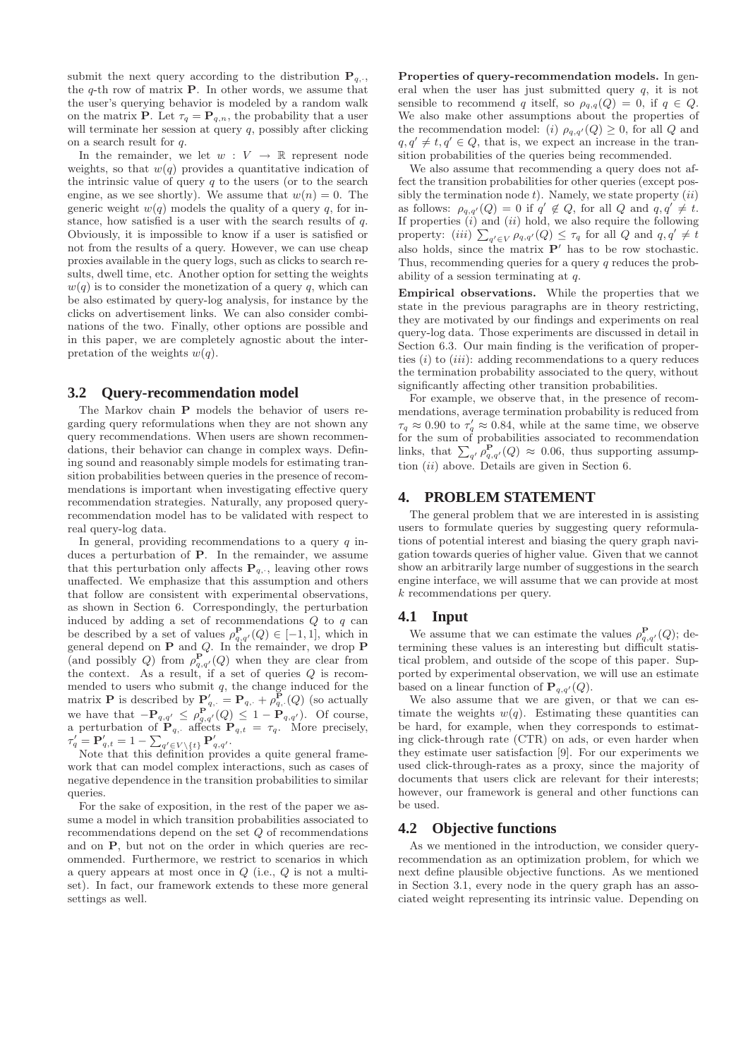submit the next query according to the distribution $\mathbf{P}_{q,\cdot}$, the $q$-th row of matrix $\mathbf{P}$. In other words, we assume that the user's querying behavior is modeled by a random walk on the matrix $\mathbf{P}$. Let $\tau_q = \mathbf{P}_{q,n}$, the probability that a user will terminate her session at query $q$, possibly after clicking on a search result for $q$.

In the remainder, we let $w : V \to \mathbb{R}$ represent node weights, so that $w(q)$ provides a quantitative indication of the intrinsic value of query $q$ to the users (or to the search engine, as we see shortly). We assume that $w(n) = 0$. The generic weight $w(q)$ models the quality of a query $q$, for instance, how satisfied is a user with the search results of $q$. Obviously, it is impossible to know if a user is satisfied or not from the results of a query. However, we can use cheap proxies available in the query logs, such as clicks to search results, dwell time, etc. Another option for setting the weights $w(q)$ is to consider the monetization of a query $q$, which can be also estimated by query-log analysis, for instance by the clicks on advertisement links. We can also consider combinations of the two. Finally, other options are possible and in this paper, we are completely agnostic about the interpretation of the weights $w(q)$.

## 3.2 Query-recommendation model

The Markov chain $\mathbf{P}$ models the behavior of users regarding query reformulations when they are not shown any query recommendations. When users are shown recommendations, their behavior can change in complex ways. Defining sound and reasonably simple models for estimating transition probabilities between queries in the presence of recommendations is important when investigating effective query recommendation strategies. Naturally, any proposed query-recommendation model has to be validated with respect to real query-log data.

In general, providing recommendations to a query $q$ induces a perturbation of $\mathbf{P}$. In the remainder, we assume that this perturbation only affects $\mathbf{P}_{q,\cdot}$, leaving other rows unaffected. We emphasize that this assumption and others that follow are consistent with experimental observations, as shown in Section 6. Correspondingly, the perturbation induced by adding a set of recommendations $Q$ to $q$ can be described by a set of values $\rho^{\mathbf{P}}_{q,q'}(Q) \in [-1, 1]$, which in general depend on $\mathbf{P}$ and $Q$. In the remainder, we drop $\mathbf{P}$ (and possibly $Q$) from $\rho^{\mathbf{P}}_{q,q'}(Q)$ when they are clear from the context. As a result, if a set of queries $Q$ is recommended to users who submit $q$, the change induced for the matrix $\mathbf{P}$ is described by $\mathbf{P}'_{q,\cdot} = \mathbf{P}_{q,\cdot} + \rho^{\mathbf{P}}_{q,\cdot}(Q)$ (so actually we have that $-\mathbf{P}_{q,q'} \leq \rho^{\mathbf{P}}_{q,q'}(Q) \leq 1 - \mathbf{P}_{q,q'}$). Of course, a perturbation of $\mathbf{P}_{q,\cdot}$ affects $\mathbf{P}_{q,t} = \tau_q$. More precisely, $\tau'_q = \mathbf{P}'_{q,t} = 1 - \sum_{q' \in V \setminus \{t\}} \mathbf{P}'_{q,q'}$.

Note that this definition provides a quite general framework that can model complex interactions, such as cases of negative dependence in the transition probabilities to similar queries.

For the sake of exposition, in the rest of the paper we assume a model in which transition probabilities associated to recommendations depend on the set $Q$ of recommendations and on $\mathbf{P}$, but not on the order in which queries are recommended. Furthermore, we restrict to scenarios in which a query appears at most once in $Q$ (i.e., $Q$ is not a multiset). In fact, our framework extends to these more general settings as well.

**Properties of query-recommendation models.** In general when the user has just submitted query $q$, it is not sensible to recommend $q$ itself, so $\rho_{q,q}(Q) = 0$, if $q \in Q$. We also make other assumptions about the properties of the recommendation model: $(i)$ $\rho_{q,q'}(Q) \geq 0$, for all $Q$ and $q, q' \neq t, q' \in Q$, that is, we expect an increase in the transition probabilities of the queries being recommended.

We also assume that recommending a query does not affect the transition probabilities for other queries (except possibly the termination node $t$). Namely, we state property $(ii)$ as follows: $\rho_{q,q'}(Q) = 0$ if $q' \notin Q$, for all $Q$ and $q, q' \neq t$. If properties $(i)$ and $(ii)$ hold, we also require the following property: $(iii)$ $\sum_{q' \in V} \rho_{q,q'}(Q) \leq \tau_q$ for all $Q$ and $q, q' \neq t$ also holds, since the matrix $\mathbf{P}'$ has to be row stochastic. Thus, recommending queries for a query $q$ reduces the probability of a session terminating at $q$.

**Empirical observations.** While the properties that we state in the previous paragraphs are in theory restricting, they are motivated by our findings and experiments on real query-log data. Those experiments are discussed in detail in Section 6.3. Our main finding is the verification of properties $(i)$ to $(iii)$: adding recommendations to a query reduces the termination probability associated to the query, without significantly affecting other transition probabilities.

For example, we observe that, in the presence of recommendations, average termination probability is reduced from $\tau_q \approx 0.90$ to $\tau'_q \approx 0.84$, while at the same time, we observe for the sum of probabilities associated to recommendation links, that $\sum_{q'} \rho^{\mathbf{P}}_{q,q'}(Q) \approx 0.06$, thus supporting assumption $(ii)$ above. Details are given in Section 6.

# 4. PROBLEM STATEMENT

The general problem that we are interested in is assisting users to formulate queries by suggesting query reformulations of potential interest and biasing the query graph navigation towards queries of higher value. Given that we cannot show an arbitrarily large number of suggestions in the search engine interface, we will assume that we can provide at most $k$ recommendations per query.

## 4.1 Input

We assume that we can estimate the values $\rho^{\mathbf{P}}_{q,q'}(Q)$; determining these values is an interesting but difficult statistical problem, and outside of the scope of this paper. Supported by experimental observation, we will use an estimate based on a linear function of $\mathbf{P}_{q,q'}(Q)$.

We also assume that we are given, or that we can estimate the weights $w(q)$. Estimating these quantities can be hard, for example, when they corresponds to estimating click-through rate (CTR) on ads, or even harder when they estimate user satisfaction [9]. For our experiments we used click-through-rates as a proxy, since the majority of documents that users click are relevant for their interests; however, our framework is general and other functions can be used.

## 4.2 Objective functions

As we mentioned in the introduction, we consider query-recommendation as an optimization problem, for which we next define plausible objective functions. As we mentioned in Section 3.1, every node in the query graph has an associated weight representing its intrinsic value. Depending on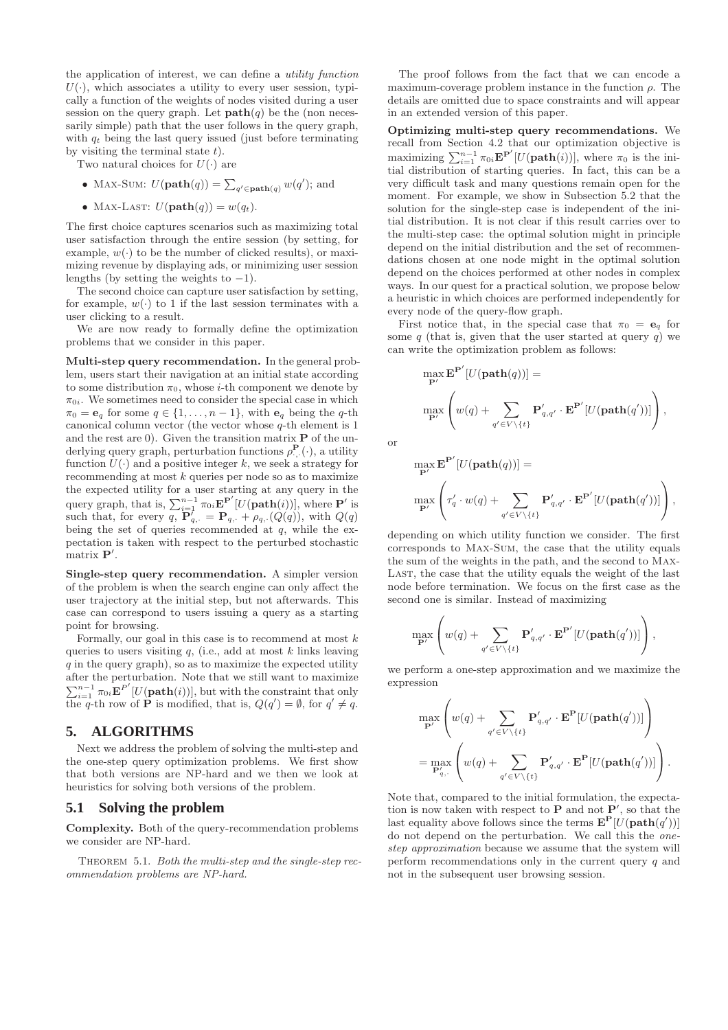the application of interest, we can define a *utility function* $U(\cdot)$, which associates a utility to every user session, typically a function of the weights of nodes visited during a user session on the query graph. Let $\mathbf{path}(q)$ be the (non necessarily simple) path that the user follows in the query graph, with $q_t$ being the last query issued (just before terminating by visiting the terminal state $t$).

Two natural choices for $U(\cdot)$ are

- Max-Sum: $U(\mathbf{path}(q)) = \sum_{q' \in \mathbf{path}(q)} w(q')$; and
- Max-Last: $U(\mathbf{path}(q)) = w(q_t)$.

The first choice captures scenarios such as maximizing total user satisfaction through the entire session (by setting, for example, $w(\cdot)$ to be the number of clicked results), or maximizing revenue by displaying ads, or minimizing user session lengths (by setting the weights to $-1$).

The second choice can capture user satisfaction by setting, for example, $w(\cdot)$ to 1 if the last session terminates with a user clicking to a result.

We are now ready to formally define the optimization problems that we consider in this paper.

**Multi-step query recommendation.** In the general problem, users start their navigation at an initial state according to some distribution $\pi_0$, whose $i$-th component we denote by $\pi_{0i}$. We sometimes need to consider the special case in which $\pi_0 = \mathbf{e}_q$ for some $q \in \{1, \ldots, n-1\}$, with $\mathbf{e}_q$ being the $q$-th canonical column vector (the vector whose $q$-th element is 1 and the rest are 0). Given the transition matrix $\mathbf{P}$ of the underlying query graph, perturbation functions $\rho^{\mathbf{P}}_{\cdot,\cdot}(\cdot)$, a utility function $U(\cdot)$ and a positive integer $k$, we seek a strategy for recommending at most $k$ queries per node so as to maximize the expected utility for a user starting at any query in the query graph, that is, $\sum_{i=1}^{n-1} \pi_{0i} \mathbf{E}^{\mathbf{P}'}[U(\mathbf{path}(i))]$, where $\mathbf{P}'$ is such that, for every $q$, $\mathbf{P}'_{q,\cdot} = \mathbf{P}_{q,\cdot} + \rho_{q,\cdot}(Q(q))$, with $Q(q)$ being the set of queries recommended at $q$, while the expectation is taken with respect to the perturbed stochastic matrix $\mathbf{P}'$.

**Single-step query recommendation.** A simpler version of the problem is when the search engine can only affect the user trajectory at the initial step, but not afterwards. This case can correspond to users issuing a query as a starting point for browsing.

Formally, our goal in this case is to recommend at most $k$ queries to users visiting $q$, (i.e., add at most $k$ links leaving $q$ in the query graph), so as to maximize the expected utility after the perturbation. Note that we still want to maximize $\sum_{i=1}^{n-1} \pi_{0i} \mathbf{E}^{P'}[U(\mathbf{path}(i))]$, but with the constraint that only the $q$-th row of $\mathbf{P}$ is modified, that is, $Q(q') = \emptyset$, for $q' \neq q$.

## 5. ALGORITHMS

Next we address the problem of solving the multi-step and the one-step query optimization problems. We first show that both versions are NP-hard and we then we look at heuristics for solving both versions of the problem.

### 5.1 Solving the problem

**Complexity.** Both of the query-recommendation problems we consider are NP-hard.

Theorem 5.1. *Both the multi-step and the single-step recommendation problems are NP-hard.*

The proof follows from the fact that we can encode a maximum-coverage problem instance in the function $\rho$. The details are omitted due to space constraints and will appear in an extended version of this paper.

**Optimizing multi-step query recommendations.** We recall from Section 4.2 that our optimization objective is maximizing $\sum_{i=1}^{n-1} \pi_{0i} \mathbf{E}^{\mathbf{P}'}[U(\mathbf{path}(i))]$, where $\pi_0$ is the initial distribution of starting queries. In fact, this can be a very difficult task and many questions remain open for the moment. For example, we show in Subsection 5.2 that the solution for the single-step case is independent of the initial distribution. It is not clear if this result carries over to the multi-step case: the optimal solution might in principle depend on the initial distribution and the set of recommendations chosen at one node might in the optimal solution depend on the choices performed at other nodes in complex ways. In our quest for a practical solution, we propose below a heuristic in which choices are performed independently for every node of the query-flow graph.

First notice that, in the special case that $\pi_0 = \mathbf{e}_q$ for some $q$ (that is, given that the user started at query $q$) we can write the optimization problem as follows:

$$\max_{\mathbf{P}'} \mathbf{E}^{\mathbf{P}'}[U(\mathbf{path}(q))] =$$

$$\max_{\mathbf{P}'} \left( w(q) + \sum_{q' \in V \setminus \{t\}} \mathbf{P}'_{q,q'} \cdot \mathbf{E}^{\mathbf{P}'}[U(\mathbf{path}(q'))] \right),$$

or

$$\max_{\mathbf{P}'} \mathbf{E}^{\mathbf{P}'}[U(\mathbf{path}(q))] =$$

$$\max_{\mathbf{P}'} \left( \tau'_q \cdot w(q) + \sum_{q' \in V \setminus \{t\}} \mathbf{P}'_{q,q'} \cdot \mathbf{E}^{\mathbf{P}'}[U(\mathbf{path}(q'))] \right),$$

depending on which utility function we consider. The first corresponds to Max-Sum, the case that the utility equals the sum of the weights in the path, and the second to Max-Last, the case that the utility equals the weight of the last node before termination. We focus on the first case as the second one is similar. Instead of maximizing

$$\max_{\mathbf{P}'} \left( w(q) + \sum_{q' \in V \setminus \{t\}} \mathbf{P}'_{q,q'} \cdot \mathbf{E}^{\mathbf{P}'}[U(\mathbf{path}(q'))] \right),$$

we perform a one-step approximation and we maximize the expression

$$\max_{\mathbf{P}'} \left( w(q) + \sum_{q' \in V \setminus \{t\}} \mathbf{P}'_{q,q'} \cdot \mathbf{E}^{\mathbf{P}}[U(\mathbf{path}(q'))] \right)$$

$$= \max_{\mathbf{P}'_{q,\cdot}} \left( w(q) + \sum_{q' \in V \setminus \{t\}} \mathbf{P}'_{q,q'} \cdot \mathbf{E}^{\mathbf{P}}[U(\mathbf{path}(q'))] \right).$$

Note that now, compared to the initial formulation, the expectation is now taken with respect to $\mathbf{P}$ and not $\mathbf{P}'$, so that the last equality above follows since the terms $\mathbf{E}^{\mathbf{P}}[U(\mathbf{path}(q'))]$ do not depend on the perturbation. We call this the *one-step approximation* because we assume that the system will perform recommendations only in the current query $q$ and not in the subsequent user browsing session.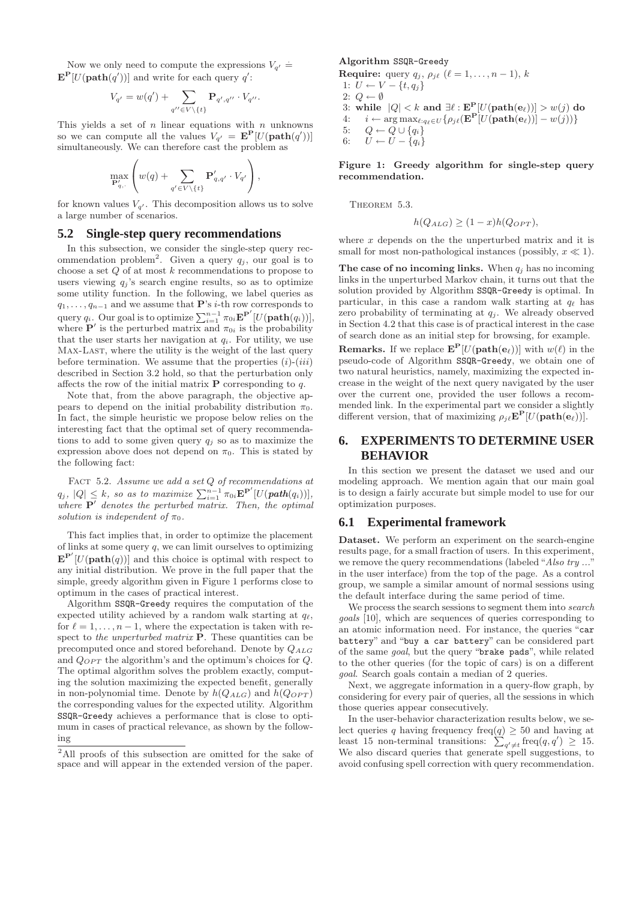Now we only need to compute the expressions $V_{q'} \doteq \mathbf{E}^{\mathbf{P}}[U(\mathbf{path}(q'))]$ and write for each query $q'$:

$$V_{q'} = w(q') + \sum_{q'' \in V \setminus \{t\}} \mathbf{P}_{q',q''} \cdot V_{q''}.$$

This yields a set of $n$ linear equations with $n$ unknowns so we can compute all the values $V_{q'} = \mathbf{E}^{\mathbf{P}}[U(\mathbf{path}(q'))]$ simultaneously. We can therefore cast the problem as

$$\max_{\mathbf{P}'_{q,\cdot}} \left( w(q) + \sum_{q' \in V \setminus \{t\}} \mathbf{P}'_{q,q'} \cdot V_{q'} \right),$$

for known values $V_{q'}$. This decomposition allows us to solve a large number of scenarios.

## 5.2 Single-step query recommendations

In this subsection, we consider the single-step query recommendation problem[2]. Given a query $q_j$, our goal is to choose a set $Q$ of at most $k$ recommendations to propose to users viewing $q_j$'s search engine results, so as to optimize some utility function. In the following, we label queries as $q_1, \ldots, q_{n-1}$ and we assume that $\mathbf{P}$'s $i$-th row corresponds to query $q_i$. Our goal is to optimize $\sum_{i=1}^{n-1} \pi_{0i} \mathbf{E}^{\mathbf{P}'}[U(\mathbf{path}(q_i))]$, where $\mathbf{P}'$ is the perturbed matrix and $\pi_{0i}$ is the probability that the user starts her navigation at $q_i$. For utility, we use Max-Last, where the utility is the weight of the last query before termination. We assume that the properties $(i)$-$(iii)$ described in Section 3.2 hold, so that the perturbation only affects the row of the initial matrix $\mathbf{P}$ corresponding to $q$.

Note that, from the above paragraph, the objective appears to depend on the initial probability distribution $\pi_0$. In fact, the simple heuristic we propose below relies on the interesting fact that the optimal set of query recommendations to add to some given query $q_j$ so as to maximize the expression above does not depend on $\pi_0$. This is stated by the following fact:

Fact 5.2. *Assume we add a set $Q$ of recommendations at $q_j$, $|Q| \le k$, so as to maximize $\sum_{i=1}^{n-1} \pi_{0i} \mathbf{E}^{\mathbf{P}'}[U(\mathbf{path}(q_i))]$, where $\mathbf{P}'$ denotes the perturbed matrix. Then, the optimal solution is independent of $\pi_0$.*

This fact implies that, in order to optimize the placement of links at some query $q$, we can limit ourselves to optimizing $\mathbf{E}^{\mathbf{P}'}[U(\mathbf{path}(q))]$ and this choice is optimal with respect to any initial distribution. We prove in the full paper that the simple, greedy algorithm given in Figure 1 performs close to optimum in the cases of practical interest.

Algorithm `SSQR-Greedy` requires the computation of the expected utility achieved by a random walk starting at $q_\ell$, for $\ell = 1, \ldots, n-1$, where the expectation is taken with respect to *the unperturbed matrix* $\mathbf{P}$. These quantities can be precomputed once and stored beforehand. Denote by $Q_{ALG}$ and $Q_{OPT}$ the algorithm's and the optimum's choices for $Q$. The optimal algorithm solves the problem exactly, computing the solution maximizing the expected benefit, generally in non-polynomial time. Denote by $h(Q_{ALG})$ and $h(Q_{OPT})$ the corresponding values for the expected utility. Algorithm `SSQR-Greedy` achieves a performance that is close to optimum in cases of practical relevance, as shown by the following

[2]All proofs of this subsection are omitted for the sake of space and will appear in the extended version of the paper.

**Algorithm** `SSQR-Greedy`

```
Require: query q_j, ρ_jℓ (ℓ = 1,...,n−1), k
1: U ← V − {t, q_j}
2: Q ← ∅
3: while |Q| < k and ∃ℓ : E^P[U(path(e_ℓ))] > w(j) do
4:    i ← arg max_{ℓ:q_ℓ∈U} {ρ_jℓ(E^P[U(path(e_ℓ))] − w(j))}
5:    Q ← Q ∪ {q_i}
6:    U ← U − {q_i}
```

**Figure 1: Greedy algorithm for single-step query recommendation.**

Theorem 5.3.

$$h(Q_{ALG}) \ge (1 - x)h(Q_{OPT}),$$

where $x$ depends on the the unperturbed matrix and it is small for most non-pathological instances (possibly, $x \ll 1$).

**The case of no incoming links.** When $q_j$ has no incoming links in the unperturbed Markov chain, it turns out that the solution provided by Algorithm `SSQR-Greedy` is optimal. In particular, in this case a random walk starting at $q_\ell$ has zero probability of terminating at $q_j$. We already observed in Section 4.2 that this case is of practical interest in the case of search done as an initial step for browsing, for example.

**Remarks.** If we replace $\mathbf{E}^{\mathbf{P}}[U(\mathbf{path}(\mathbf{e}_\ell))]$ with $w(\ell)$ in the pseudo-code of Algorithm `SSQR-Greedy`, we obtain one of two natural heuristics, namely, maximizing the expected increase in the weight of the next query navigated by the user over the current one, provided the user follows a recommended link. In the experimental part we consider a slightly different version, that of maximizing $\rho_{j\ell}\mathbf{E}^{\mathbf{P}}[U(\mathbf{path}(\mathbf{e}_\ell))]$.

# 6. EXPERIMENTS TO DETERMINE USER BEHAVIOR

In this section we present the dataset we used and our modeling approach. We mention again that our main goal is to design a fairly accurate but simple model to use for our optimization purposes.

## 6.1 Experimental framework

**Dataset.** We perform an experiment on the search-engine results page, for a small fraction of users. In this experiment, we remove the query recommendations (labeled "*Also try ...*" in the user interface) from the top of the page. As a control group, we sample a similar amount of normal sessions using the default interface during the same period of time.

We process the search sessions to segment them into *search goals* [10], which are sequences of queries corresponding to an atomic information need. For instance, the queries "`car battery`" and "`buy a car battery`" can be considered part of the same *goal*, but the query "`brake pads`", while related to the other queries (for the topic of cars) is on a different *goal*. Search goals contain a median of 2 queries.

Next, we aggregate information in a query-flow graph, by considering for every pair of queries, all the sessions in which those queries appear consecutively.

In the user-behavior characterization results below, we select queries $q$ having frequency $\text{freq}(q) \ge 50$ and having at least 15 non-terminal transitions: $\sum_{q' \ne t} \text{freq}(q, q') \ge 15$. We also discard queries that generate spell suggestions, to avoid confusing spell correction with query recommendation.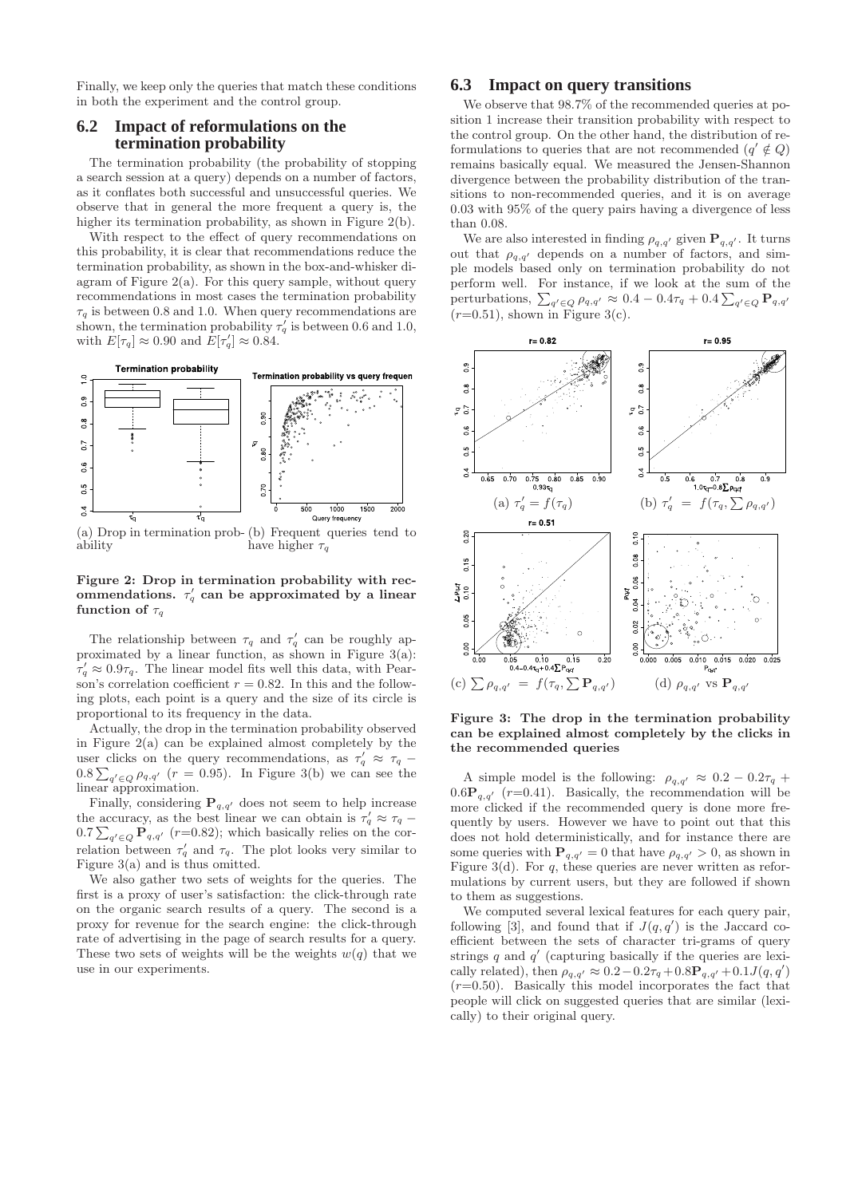Finally, we keep only the queries that match these conditions in both the experiment and the control group.

## 6.2 Impact of reformulations on the termination probability

The termination probability (the probability of stopping a search session at a query) depends on a number of factors, as it conflates both successful and unsuccessful queries. We observe that in general the more frequent a query is, the higher its termination probability, as shown in Figure 2(b).

With respect to the effect of query recommendations on this probability, it is clear that recommendations reduce the termination probability, as shown in the box-and-whisker diagram of Figure 2(a). For this query sample, without query recommendations in most cases the termination probability $\tau_q$ is between 0.8 and 1.0. When query recommendations are shown, the termination probability $\tau'_q$ is between 0.6 and 1.0, with $E[\tau_q] \approx 0.90$ and $E[\tau'_q] \approx 0.84$.

(a) Drop in termination probability (b) Frequent queries tend to have higher $\tau_q$

**Figure 2: Drop in termination probability with recommendations. $\tau'_q$ can be approximated by a linear function of $\tau_q$**

The relationship between $\tau_q$ and $\tau'_q$ can be roughly approximated by a linear function, as shown in Figure 3(a): $\tau'_q \approx 0.9\tau_q$. The linear model fits well this data, with Pearson's correlation coefficient $r = 0.82$. In this and the following plots, each point is a query and the size of its circle is proportional to its frequency in the data.

Actually, the drop in the termination probability observed in Figure 2(a) can be explained almost completely by the user clicks on the query recommendations, as $\tau'_q \approx \tau_q - 0.8 \sum_{q' \in Q} \rho_{q,q'}$ ($r = 0.95$). In Figure 3(b) we can see the linear approximation.

Finally, considering $\mathbf{P}_{q,q'}$ does not seem to help increase the accuracy, as the best linear we can obtain is $\tau'_q \approx \tau_q - 0.7 \sum_{q' \in Q} \mathbf{P}_{q,q'}$ ($r$=0.82); which basically relies on the correlation between $\tau'_q$ and $\tau_q$. The plot looks very similar to Figure 3(a) and is thus omitted.

We also gather two sets of weights for the queries. The first is a proxy of user's satisfaction: the click-through rate on the organic search results of a query. The second is a proxy for revenue for the search engine: the click-through rate of advertising in the page of search results for a query. These two sets of weights will be the weights $w(q)$ that we use in our experiments.

## 6.3 Impact on query transitions

We observe that 98.7% of the recommended queries at position 1 increase their transition probability with respect to the control group. On the other hand, the distribution of reformulations to queries that are not recommended ($q' \notin Q$) remains basically equal. We measured the Jensen-Shannon divergence between the probability distribution of the transitions to non-recommended queries, and it is on average 0.03 with 95% of the query pairs having a divergence of less than 0.08.

We are also interested in finding $\rho_{q,q'}$ given $\mathbf{P}_{q,q'}$. It turns out that $\rho_{q,q'}$ depends on a number of factors, and simple models based only on termination probability do not perform well. For instance, if we look at the sum of the perturbations, $\sum_{q' \in Q} \rho_{q,q'} \approx 0.4 - 0.4\tau_q + 0.4 \sum_{q' \in Q} \mathbf{P}_{q,q'}$ ($r$=0.51), shown in Figure 3(c).

(a) $\tau'_q = f(\tau_q)$ (b) $\tau'_q = f(\tau_q, \sum \rho_{q,q'})$

(c) $\sum \rho_{q,q'} = f(\tau_q, \sum \mathbf{P}_{q,q'})$ (d) $\rho_{q,q'}$ vs $\mathbf{P}_{q,q'}$

**Figure 3: The drop in the termination probability can be explained almost completely by the clicks in the recommended queries**

A simple model is the following: $\rho_{q,q'} \approx 0.2 - 0.2\tau_q + 0.6\mathbf{P}_{q,q'}$ ($r$=0.41). Basically, the recommendation will be more clicked if the recommended query is done more frequently by users. However we have to point out that this does not hold deterministically, and for instance there are some queries with $\mathbf{P}_{q,q'} = 0$ that have $\rho_{q,q'} > 0$, as shown in Figure 3(d). For $q$, these queries are never written as reformulations by current users, but they are followed if shown to them as suggestions.

We computed several lexical features for each query pair, following [3], and found that if $J(q, q')$ is the Jaccard coefficient between the sets of character tri-grams of query strings $q$ and $q'$ (capturing basically if the queries are lexically related), then $\rho_{q,q'} \approx 0.2 - 0.2\tau_q + 0.8\mathbf{P}_{q,q'} + 0.1J(q, q')$ ($r$=0.50). Basically this model incorporates the fact that people will click on suggested queries that are similar (lexically) to their original query.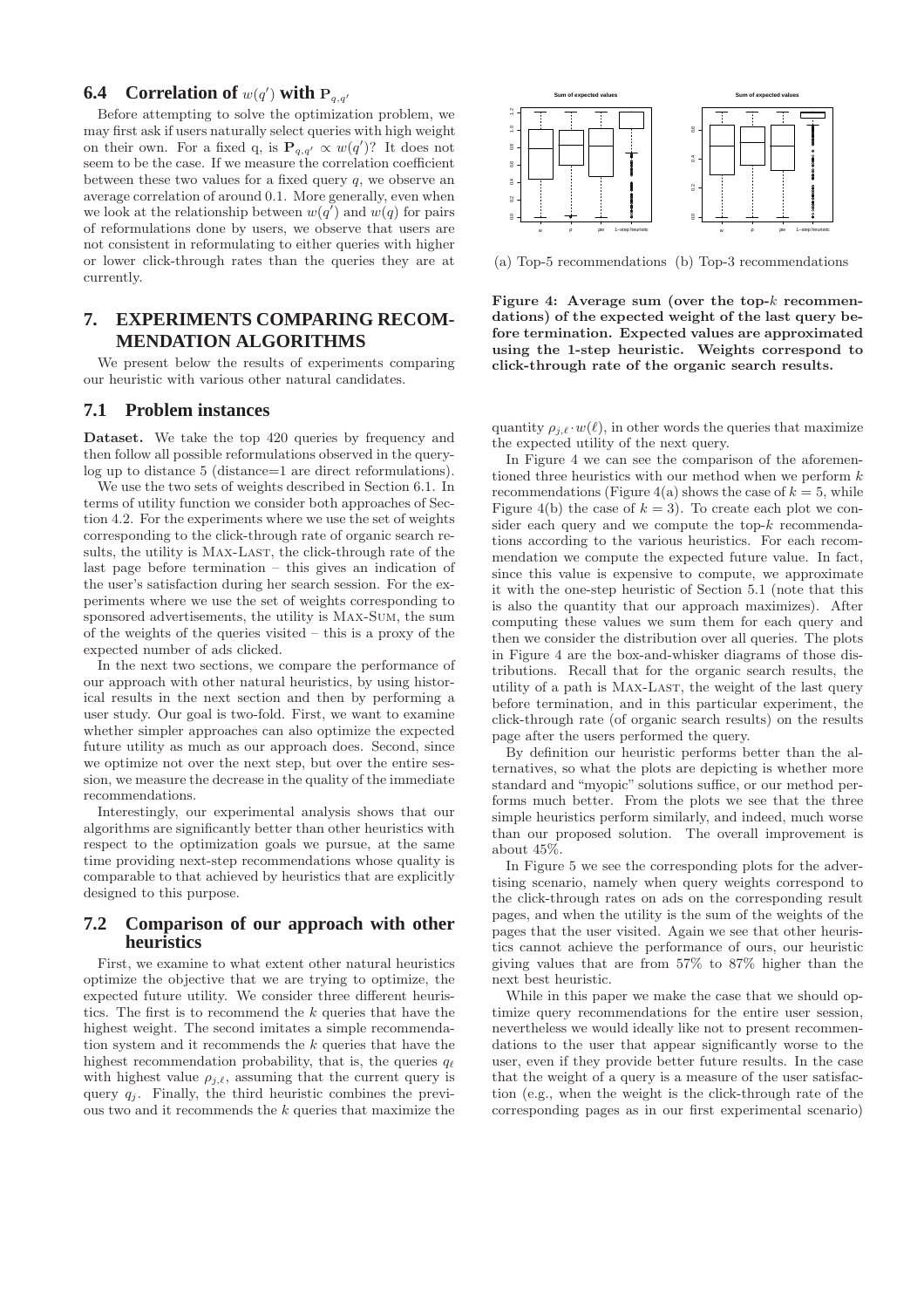### 6.4 Correlation of $w(q')$ with $\mathbf{P}_{q,q'}$

Before attempting to solve the optimization problem, we may first ask if users naturally select queries with high weight on their own. For a fixed q, is $\mathbf{P}_{q,q'} \propto w(q')$? It does not seem to be the case. If we measure the correlation coefficient between these two values for a fixed query $q$, we observe an average correlation of around 0.1. More generally, even when we look at the relationship between $w(q')$ and $w(q)$ for pairs of reformulations done by users, we observe that users are not consistent in reformulating to either queries with higher or lower click-through rates than the queries they are at currently.

## 7. EXPERIMENTS COMPARING RECOMMENDATION ALGORITHMS

We present below the results of experiments comparing our heuristic with various other natural candidates.

### 7.1 Problem instances

**Dataset.** We take the top 420 queries by frequency and then follow all possible reformulations observed in the query-log up to distance 5 (distance=1 are direct reformulations).

We use the two sets of weights described in Section 6.1. In terms of utility function we consider both approaches of Section 4.2. For the experiments where we use the set of weights corresponding to the click-through rate of organic search results, the utility is MAX-LAST, the click-through rate of the last page before termination – this gives an indication of the user's satisfaction during her search session. For the experiments where we use the set of weights corresponding to sponsored advertisements, the utility is MAX-SUM, the sum of the weights of the queries visited – this is a proxy of the expected number of ads clicked.

In the next two sections, we compare the performance of our approach with other natural heuristics, by using historical results in the next section and then by performing a user study. Our goal is two-fold. First, we want to examine whether simpler approaches can also optimize the expected future utility as much as our approach does. Second, since we optimize not over the next step, but over the entire session, we measure the decrease in the quality of the immediate recommendations.

Interestingly, our experimental analysis shows that our algorithms are significantly better than other heuristics with respect to the optimization goals we pursue, at the same time providing next-step recommendations whose quality is comparable to that achieved by heuristics that are explicitly designed to this purpose.

### 7.2 Comparison of our approach with other heuristics

First, we examine to what extent other natural heuristics optimize the objective that we are trying to optimize, the expected future utility. We consider three different heuristics. The first is to recommend the $k$ queries that have the highest weight. The second imitates a simple recommendation system and it recommends the $k$ queries that have the highest recommendation probability, that is, the queries $q_\ell$ with highest value $\rho_{j,\ell}$, assuming that the current query is query $q_j$. Finally, the third heuristic combines the previous two and it recommends the $k$ queries that maximize the quantity $\rho_{j,\ell} \cdot w(\ell)$, in other words the queries that maximize the expected utility of the next query.

(a) Top-5 recommendations (b) Top-3 recommendations

**Figure 4: Average sum (over the top-$k$ recommendations) of the expected weight of the last query before termination. Expected values are approximated using the 1-step heuristic. Weights correspond to click-through rate of the organic search results.**

In Figure 4 we can see the comparison of the aforementioned three heuristics with our method when we perform $k$ recommendations (Figure 4(a) shows the case of $k = 5$, while Figure 4(b) the case of $k = 3$). To create each plot we consider each query and we compute the top-$k$ recommendations according to the various heuristics. For each recommendation we compute the expected future value. In fact, since this value is expensive to compute, we approximate it with the one-step heuristic of Section 5.1 (note that this is also the quantity that our approach maximizes). After computing these values we sum them for each query and then we consider the distribution over all queries. The plots in Figure 4 are the box-and-whisker diagrams of those distributions. Recall that for the organic search results, the utility of a path is MAX-LAST, the weight of the last query before termination, and in this particular experiment, the click-through rate (of organic search results) on the results page after the users performed the query.

By definition our heuristic performs better than the alternatives, so what the plots are depicting is whether more standard and "myopic" solutions suffice, or our method performs much better. From the plots we see that the three simple heuristics perform similarly, and indeed, much worse than our proposed solution. The overall improvement is about 45%.

In Figure 5 we see the corresponding plots for the advertising scenario, namely when query weights correspond to the click-through rates on ads on the corresponding result pages, and when the utility is the sum of the weights of the pages that the user visited. Again we see that other heuristics cannot achieve the performance of ours, our heuristic giving values that are from 57% to 87% higher than the next best heuristic.

While in this paper we make the case that we should optimize query recommendations for the entire user session, nevertheless we would ideally like not to present recommendations to the user that appear significantly worse to the user, even if they provide better future results. In the case that the weight of a query is a measure of the user satisfaction (e.g., when the weight is the click-through rate of the corresponding pages as in our first experimental scenario)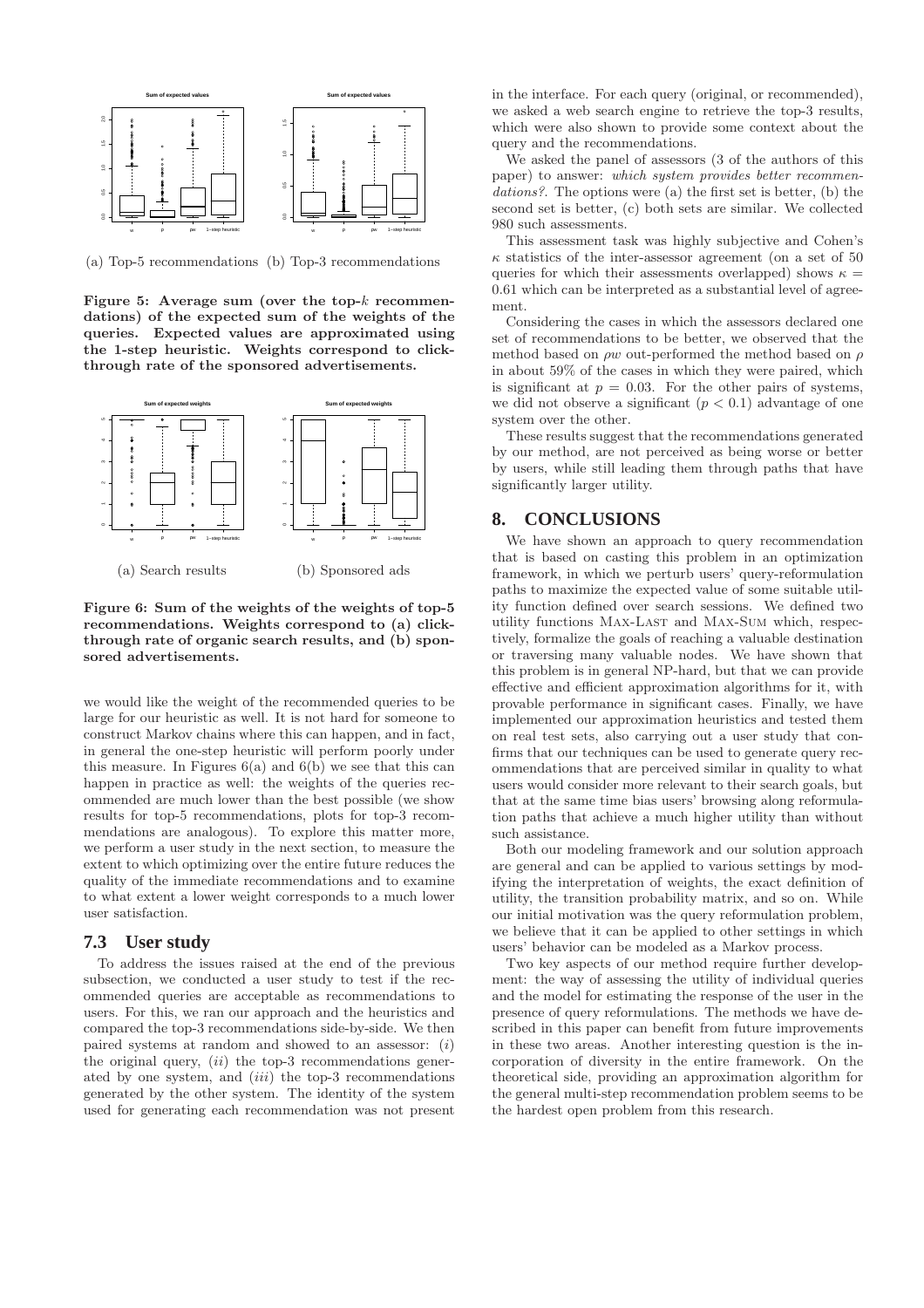(a) Top-5 recommendations (b) Top-3 recommendations

**Figure 5: Average sum (over the top-$k$ recommendations) of the expected sum of the weights of the queries. Expected values are approximated using the 1-step heuristic. Weights correspond to click-through rate of the sponsored advertisements.**

(a) Search results (b) Sponsored ads

**Figure 6: Sum of the weights of the weights of top-5 recommendations. Weights correspond to (a) click-through rate of organic search results, and (b) sponsored advertisements.**

we would like the weight of the recommended queries to be large for our heuristic as well. It is not hard for someone to construct Markov chains where this can happen, and in fact, in general the one-step heuristic will perform poorly under this measure. In Figures 6(a) and 6(b) we see that this can happen in practice as well: the weights of the queries recommended are much lower than the best possible (we show results for top-5 recommendations, plots for top-3 recommendations are analogous). To explore this matter more, we perform a user study in the next section, to measure the extent to which optimizing over the entire future reduces the quality of the immediate recommendations and to examine to what extent a lower weight corresponds to a much lower user satisfaction.

### 7.3 User study

To address the issues raised at the end of the previous subsection, we conducted a user study to test if the recommended queries are acceptable as recommendations to users. For this, we ran our approach and the heuristics and compared the top-3 recommendations side-by-side. We then paired systems at random and showed to an assessor: (*i*) the original query, (*ii*) the top-3 recommendations generated by one system, and (*iii*) the top-3 recommendations generated by the other system. The identity of the system used for generating each recommendation was not present in the interface. For each query (original, or recommended), we asked a web search engine to retrieve the top-3 results, which were also shown to provide some context about the query and the recommendations.

We asked the panel of assessors (3 of the authors of this paper) to answer: *which system provides better recommendations?*. The options were (a) the first set is better, (b) the second set is better, (c) both sets are similar. We collected 980 such assessments.

This assessment task was highly subjective and Cohen's $\kappa$ statistics of the inter-assessor agreement (on a set of 50 queries for which their assessments overlapped) shows $\kappa = 0.61$ which can be interpreted as a substantial level of agreement.

Considering the cases in which the assessors declared one set of recommendations to be better, we observed that the method based on $\rho w$ out-performed the method based on $\rho$ in about 59% of the cases in which they were paired, which is significant at $p = 0.03$. For the other pairs of systems, we did not observe a significant ($p < 0.1$) advantage of one system over the other.

These results suggest that the recommendations generated by our method, are not perceived as being worse or better by users, while still leading them through paths that have significantly larger utility.

## 8. CONCLUSIONS

We have shown an approach to query recommendation that is based on casting this problem in an optimization framework, in which we perturb users' query-reformulation paths to maximize the expected value of some suitable utility function defined over search sessions. We defined two utility functions MAX-LAST and MAX-SUM which, respectively, formalize the goals of reaching a valuable destination or traversing many valuable nodes. We have shown that this problem is in general NP-hard, but that we can provide effective and efficient approximation algorithms for it, with provable performance in significant cases. Finally, we have implemented our approximation heuristics and tested them on real test sets, also carrying out a user study that confirms that our techniques can be used to generate query recommendations that are perceived similar in quality to what users would consider more relevant to their search goals, but that at the same time bias users' browsing along reformulation paths that achieve a much higher utility than without such assistance.

Both our modeling framework and our solution approach are general and can be applied to various settings by modifying the interpretation of weights, the exact definition of utility, the transition probability matrix, and so on. While our initial motivation was the query reformulation problem, we believe that it can be applied to other settings in which users' behavior can be modeled as a Markov process.

Two key aspects of our method require further development: the way of assessing the utility of individual queries and the model for estimating the response of the user in the presence of query reformulations. The methods we have described in this paper can benefit from future improvements in these two areas. Another interesting question is the incorporation of diversity in the entire framework. On the theoretical side, providing an approximation algorithm for the general multi-step recommendation problem seems to be the hardest open problem from this research.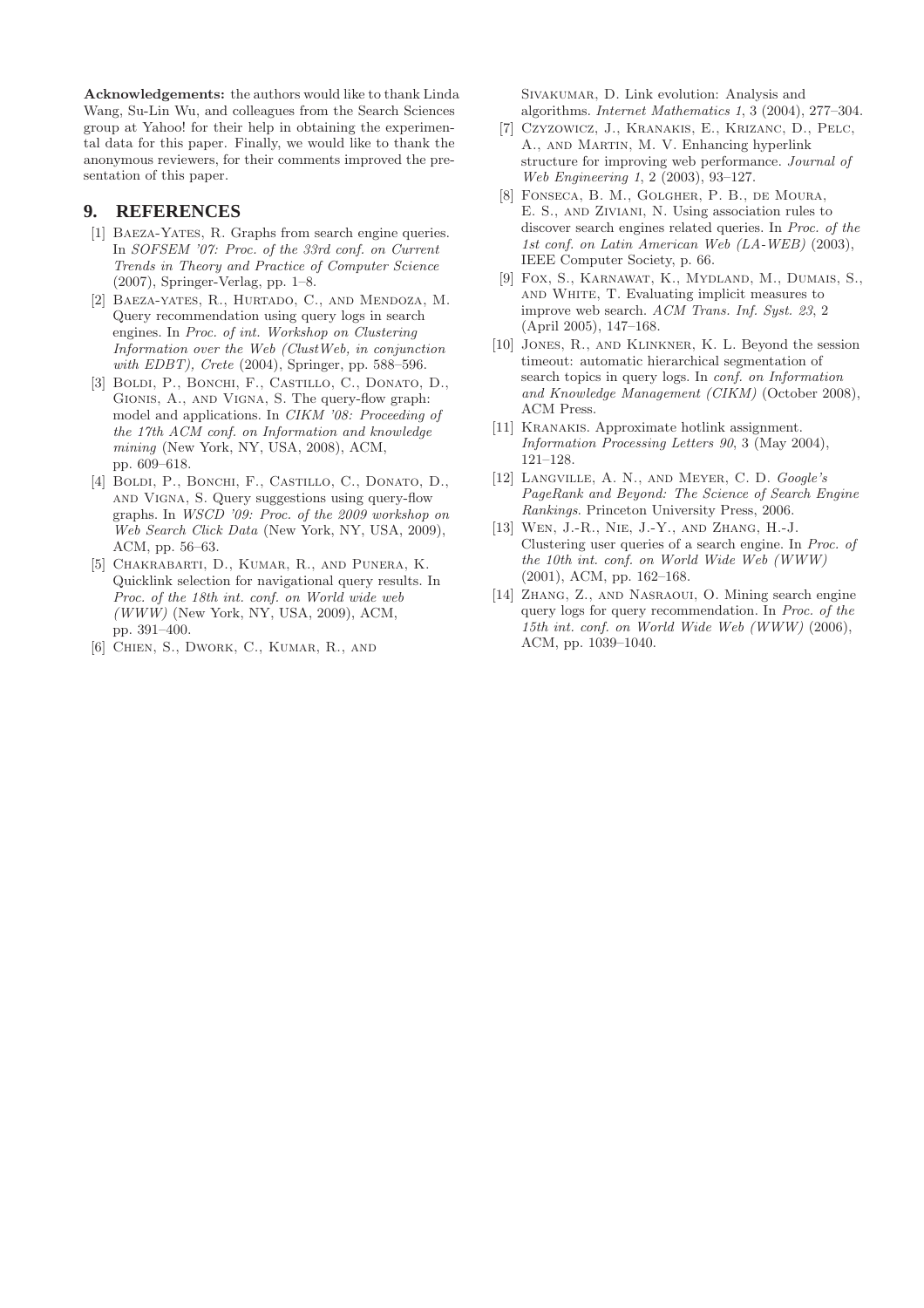**Acknowledgements:** the authors would like to thank Linda Wang, Su-Lin Wu, and colleagues from the Search Sciences group at Yahoo! for their help in obtaining the experimental data for this paper. Finally, we would like to thank the anonymous reviewers, for their comments improved the presentation of this paper.

## 9. REFERENCES

[1] Baeza-Yates, R. Graphs from search engine queries. In *SOFSEM '07: Proc. of the 33rd conf. on Current Trends in Theory and Practice of Computer Science* (2007), Springer-Verlag, pp. 1–8.

[2] Baeza-yates, R., Hurtado, C., and Mendoza, M. Query recommendation using query logs in search engines. In *Proc. of int. Workshop on Clustering Information over the Web (ClustWeb, in conjunction with EDBT), Crete* (2004), Springer, pp. 588–596.

[3] Boldi, P., Bonchi, F., Castillo, C., Donato, D., Gionis, A., and Vigna, S. The query-flow graph: model and applications. In *CIKM '08: Proceeding of the 17th ACM conf. on Information and knowledge mining* (New York, NY, USA, 2008), ACM, pp. 609–618.

[4] Boldi, P., Bonchi, F., Castillo, C., Donato, D., and Vigna, S. Query suggestions using query-flow graphs. In *WSCD '09: Proc. of the 2009 workshop on Web Search Click Data* (New York, NY, USA, 2009), ACM, pp. 56–63.

[5] Chakrabarti, D., Kumar, R., and Punera, K. Quicklink selection for navigational query results. In *Proc. of the 18th int. conf. on World wide web (WWW)* (New York, NY, USA, 2009), ACM, pp. 391–400.

[6] Chien, S., Dwork, C., Kumar, R., and Sivakumar, D. Link evolution: Analysis and algorithms. *Internet Mathematics 1*, 3 (2004), 277–304.

[7] Czyzowicz, J., Kranakis, E., Krizanc, D., Pelc, A., and Martin, M. V. Enhancing hyperlink structure for improving web performance. *Journal of Web Engineering 1*, 2 (2003), 93–127.

[8] Fonseca, B. M., Golgher, P. B., de Moura, E. S., and Ziviani, N. Using association rules to discover search engines related queries. In *Proc. of the 1st conf. on Latin American Web (LA-WEB)* (2003), IEEE Computer Society, p. 66.

[9] Fox, S., Karnawat, K., Mydland, M., Dumais, S., and White, T. Evaluating implicit measures to improve web search. *ACM Trans. Inf. Syst. 23*, 2 (April 2005), 147–168.

[10] Jones, R., and Klinkner, K. L. Beyond the session timeout: automatic hierarchical segmentation of search topics in query logs. In *conf. on Information and Knowledge Management (CIKM)* (October 2008), ACM Press.

[11] Kranakis. Approximate hotlink assignment. *Information Processing Letters 90*, 3 (May 2004), 121–128.

[12] Langville, A. N., and Meyer, C. D. *Google's PageRank and Beyond: The Science of Search Engine Rankings*. Princeton University Press, 2006.

[13] Wen, J.-R., Nie, J.-Y., and Zhang, H.-J. Clustering user queries of a search engine. In *Proc. of the 10th int. conf. on World Wide Web (WWW)* (2001), ACM, pp. 162–168.

[14] Zhang, Z., and Nasraoui, O. Mining search engine query logs for query recommendation. In *Proc. of the 15th int. conf. on World Wide Web (WWW)* (2006), ACM, pp. 1039–1040.